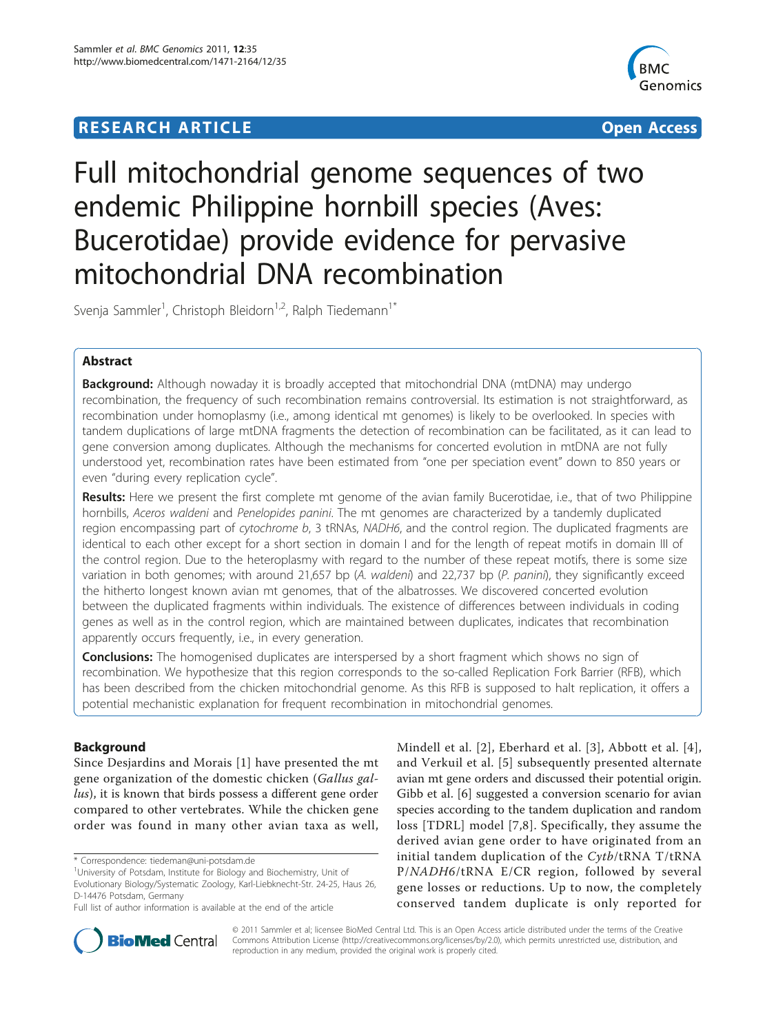# Full mitochondrial genome sequences of two endemic Philippine hornbill species (Aves: Bucerotidae) provide evidence for pervasive mitochondrial DNA recombination

Svenja Sammler[1], Christoph Bleidorn[1,2], Ralph Tiedemann[1*]

## Abstract

**Background:** Although nowaday it is broadly accepted that mitochondrial DNA (mtDNA) may undergo recombination, the frequency of such recombination remains controversial. Its estimation is not straightforward, as recombination under homoplasmy (i.e., among identical mt genomes) is likely to be overlooked. In species with tandem duplications of large mtDNA fragments the detection of recombination can be facilitated, as it can lead to gene conversion among duplicates. Although the mechanisms for concerted evolution in mtDNA are not fully understood yet, recombination rates have been estimated from "one per speciation event" down to 850 years or even "during every replication cycle".

**Results:** Here we present the first complete mt genome of the avian family Bucerotidae, i.e., that of two Philippine hornbills, *Aceros waldeni* and *Penelopides panini*. The mt genomes are characterized by a tandemly duplicated region encompassing part of *cytochrome b*, 3 tRNAs, *NADH6*, and the control region. The duplicated fragments are identical to each other except for a short section in domain I and for the length of repeat motifs in domain III of the control region. Due to the heteroplasmy with regard to the number of these repeat motifs, there is some size variation in both genomes; with around 21,657 bp (*A. waldeni*) and 22,737 bp (*P. panini*), they significantly exceed the hitherto longest known avian mt genomes, that of the albatrosses. We discovered concerted evolution between the duplicated fragments within individuals. The existence of differences between individuals in coding genes as well as in the control region, which are maintained between duplicates, indicates that recombination apparently occurs frequently, i.e., in every generation.

**Conclusions:** The homogenised duplicates are interspersed by a short fragment which shows no sign of recombination. We hypothesize that this region corresponds to the so-called Replication Fork Barrier (RFB), which has been described from the chicken mitochondrial genome. As this RFB is supposed to halt replication, it offers a potential mechanistic explanation for frequent recombination in mitochondrial genomes.

## Background

Since Desjardins and Morais [1] have presented the mt gene organization of the domestic chicken (*Gallus gallus*), it is known that birds possess a different gene order compared to other vertebrates. While the chicken gene order was found in many other avian taxa as well, Mindell et al. [2], Eberhard et al. [3], Abbott et al. [4], and Verkuil et al. [5] subsequently presented alternate avian mt gene orders and discussed their potential origin. Gibb et al. [6] suggested a conversion scenario for avian species according to the tandem duplication and random loss [TDRL] model [7,8]. Specifically, they assume the derived avian gene order to have originated from an initial tandem duplication of the *Cytb*/tRNA T/tRNA P/*NADH6*/tRNA E/CR region, followed by several gene losses or reductions. Up to now, the completely conserved tandem duplicate is only reported for

\* Correspondence: tiedeman@uni-potsdam.de
[1]University of Potsdam, Institute for Biology and Biochemistry, Unit of Evolutionary Biology/Systematic Zoology, Karl-Liebknecht-Str. 24-25, Haus 26, D-14476 Potsdam, Germany
Full list of author information is available at the end of the article

© 2011 Sammler et al; licensee BioMed Central Ltd. This is an Open Access article distributed under the terms of the Creative Commons Attribution License (http://creativecommons.org/licenses/by/2.0), which permits unrestricted use, distribution, and reproduction in any medium, provided the original work is properly cited.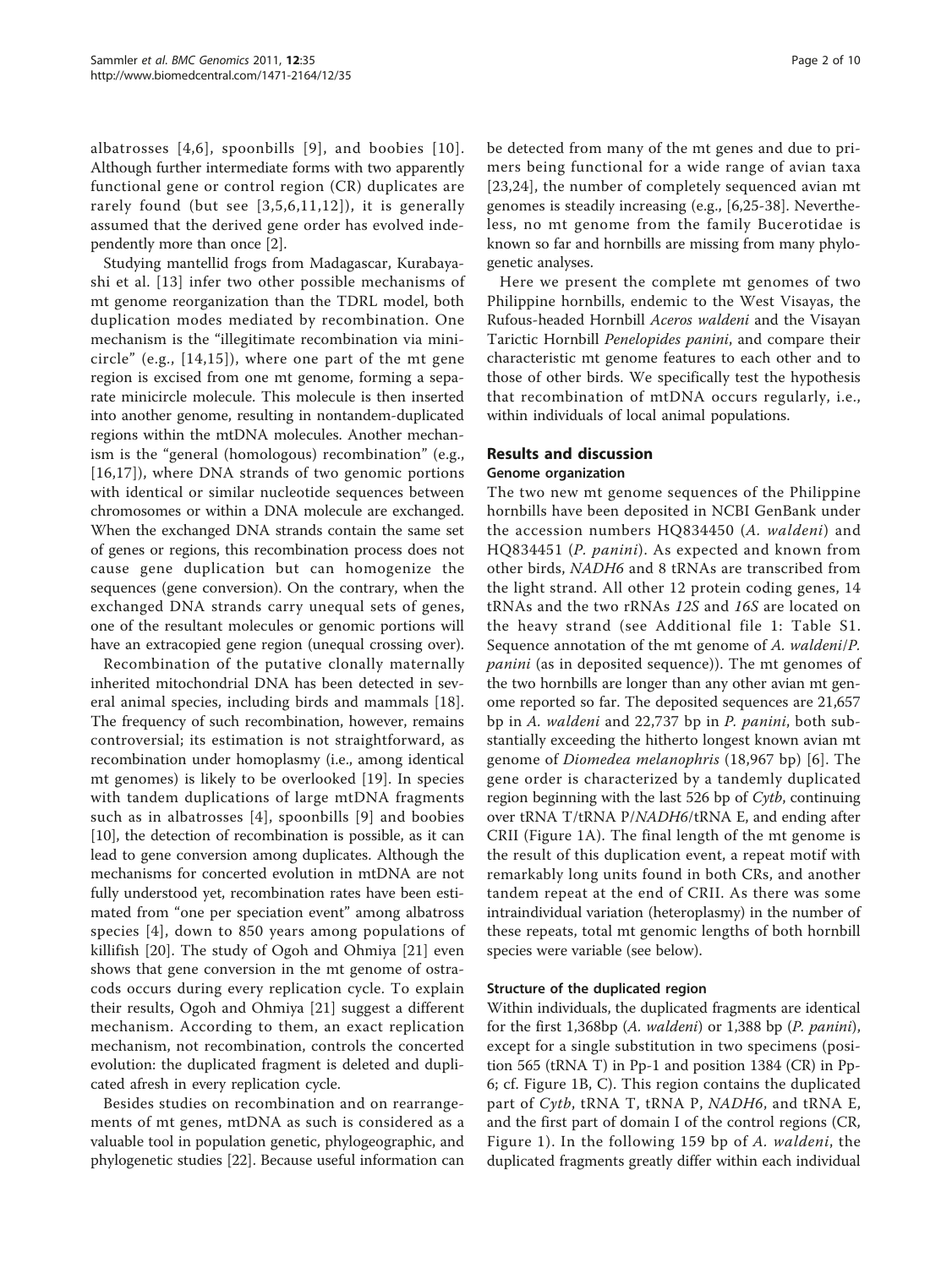albatrosses [4,6], spoonbills [9], and boobies [10]. Although further intermediate forms with two apparently functional gene or control region (CR) duplicates are rarely found (but see [3,5,6,11,12]), it is generally assumed that the derived gene order has evolved independently more than once [2].

Studying mantellid frogs from Madagascar, Kurabayashi et al. [13] infer two other possible mechanisms of mt genome reorganization than the TDRL model, both duplication modes mediated by recombination. One mechanism is the "illegitimate recombination via minicircle" (e.g., [14,15]), where one part of the mt gene region is excised from one mt genome, forming a separate minicircle molecule. This molecule is then inserted into another genome, resulting in nontandem-duplicated regions within the mtDNA molecules. Another mechanism is the "general (homologous) recombination" (e.g., [16,17]), where DNA strands of two genomic portions with identical or similar nucleotide sequences between chromosomes or within a DNA molecule are exchanged. When the exchanged DNA strands contain the same set of genes or regions, this recombination process does not cause gene duplication but can homogenize the sequences (gene conversion). On the contrary, when the exchanged DNA strands carry unequal sets of genes, one of the resultant molecules or genomic portions will have an extracopied gene region (unequal crossing over).

Recombination of the putative clonally maternally inherited mitochondrial DNA has been detected in several animal species, including birds and mammals [18]. The frequency of such recombination, however, remains controversial; its estimation is not straightforward, as recombination under homoplasmy (i.e., among identical mt genomes) is likely to be overlooked [19]. In species with tandem duplications of large mtDNA fragments such as in albatrosses [4], spoonbills [9] and boobies [10], the detection of recombination is possible, as it can lead to gene conversion among duplicates. Although the mechanisms for concerted evolution in mtDNA are not fully understood yet, recombination rates have been estimated from "one per speciation event" among albatross species [4], down to 850 years among populations of killifish [20]. The study of Ogoh and Ohmiya [21] even shows that gene conversion in the mt genome of ostracods occurs during every replication cycle. To explain their results, Ogoh and Ohmiya [21] suggest a different mechanism. According to them, an exact replication mechanism, not recombination, controls the concerted evolution: the duplicated fragment is deleted and duplicated afresh in every replication cycle.

Besides studies on recombination and on rearrangements of mt genes, mtDNA as such is considered as a valuable tool in population genetic, phylogeographic, and phylogenetic studies [22]. Because useful information can be detected from many of the mt genes and due to primers being functional for a wide range of avian taxa [23,24], the number of completely sequenced avian mt genomes is steadily increasing (e.g., [6,25-38]. Nevertheless, no mt genome from the family Bucerotidae is known so far and hornbills are missing from many phylogenetic analyses.

Here we present the complete mt genomes of two Philippine hornbills, endemic to the West Visayas, the Rufous-headed Hornbill *Aceros waldeni* and the Visayan Tarictic Hornbill *Penelopides panini*, and compare their characteristic mt genome features to each other and to those of other birds. We specifically test the hypothesis that recombination of mtDNA occurs regularly, i.e., within individuals of local animal populations.

## Results and discussion

### Genome organization

The two new mt genome sequences of the Philippine hornbills have been deposited in NCBI GenBank under the accession numbers HQ834450 (*A. waldeni*) and HQ834451 (*P. panini*). As expected and known from other birds, *NADH6* and 8 tRNAs are transcribed from the light strand. All other 12 protein coding genes, 14 tRNAs and the two rRNAs *12S* and *16S* are located on the heavy strand (see Additional file 1: Table S1. Sequence annotation of the mt genome of *A. waldeni*/*P. panini* (as in deposited sequence)). The mt genomes of the two hornbills are longer than any other avian mt genome reported so far. The deposited sequences are 21,657 bp in *A. waldeni* and 22,737 bp in *P. panini*, both substantially exceeding the hitherto longest known avian mt genome of *Diomedea melanophris* (18,967 bp) [6]. The gene order is characterized by a tandemly duplicated region beginning with the last 526 bp of *Cytb*, continuing over tRNA T/tRNA P/*NADH6*/tRNA E, and ending after CRII (Figure 1A). The final length of the mt genome is the result of this duplication event, a repeat motif with remarkably long units found in both CRs, and another tandem repeat at the end of CRII. As there was some intraindividual variation (heteroplasmy) in the number of these repeats, total mt genomic lengths of both hornbill species were variable (see below).

### Structure of the duplicated region

Within individuals, the duplicated fragments are identical for the first 1,368bp (*A. waldeni*) or 1,388 bp (*P. panini*), except for a single substitution in two specimens (position 565 (tRNA T) in Pp-1 and position 1384 (CR) in Pp-6; cf. Figure 1B, C). This region contains the duplicated part of *Cytb*, tRNA T, tRNA P, *NADH6*, and tRNA E, and the first part of domain I of the control regions (CR, Figure 1). In the following 159 bp of *A. waldeni*, the duplicated fragments greatly differ within each individual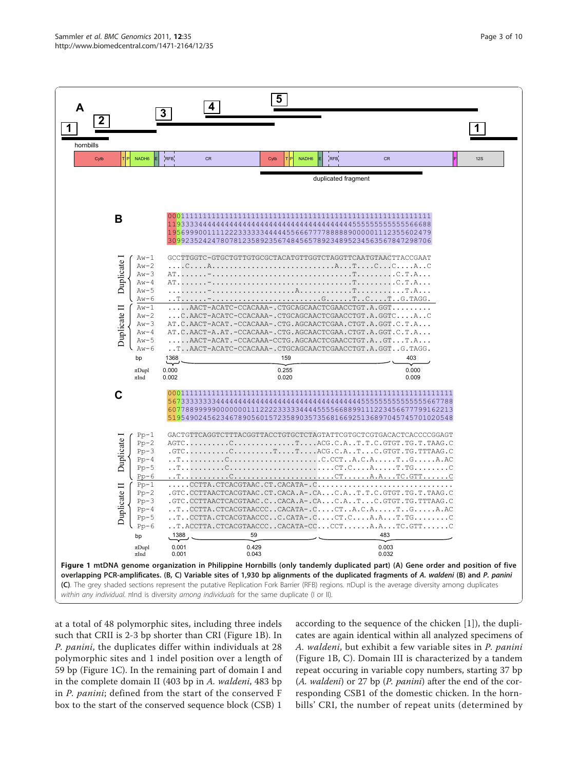**Figure 1 mtDNA genome organization in Philippine Hornbills (only tandemly duplicated part) (A) Gene order and position of five overlapping PCR-amplificates. (B, C) Variable sites of 1,930 bp alignments of the duplicated fragments of *A. waldeni* (B) and *P. panini* (C)**. The grey shaded sections represent the putative Replication Fork Barrier (RFB) regions. πDupl is the average diversity among duplicates *within any individual*. πInd is diversity *among individuals* for the same duplicate (I or II).

at a total of 48 polymorphic sites, including three indels such that CRII is 2-3 bp shorter than CRI (Figure 1B). In *P. panini*, the duplicates differ within individuals at 28 polymorphic sites and 1 indel position over a length of 59 bp (Figure 1C). In the remaining part of domain I and in the complete domain II (403 bp in *A. waldeni*, 483 bp in *P. panini*; defined from the start of the conserved F box to the start of the conserved sequence block (CSB) 1 according to the sequence of the chicken [1]), the duplicates are again identical within all analyzed specimens of *A. waldeni*, but exhibit a few variable sites in *P. panini* (Figure 1B, C). Domain III is characterized by a tandem repeat occuring in variable copy numbers, starting 37 bp (*A. waldeni*) or 27 bp (*P. panini*) after the end of the corresponding CSB1 of the domestic chicken. In the hornbills' CRI, the number of repeat units (determined by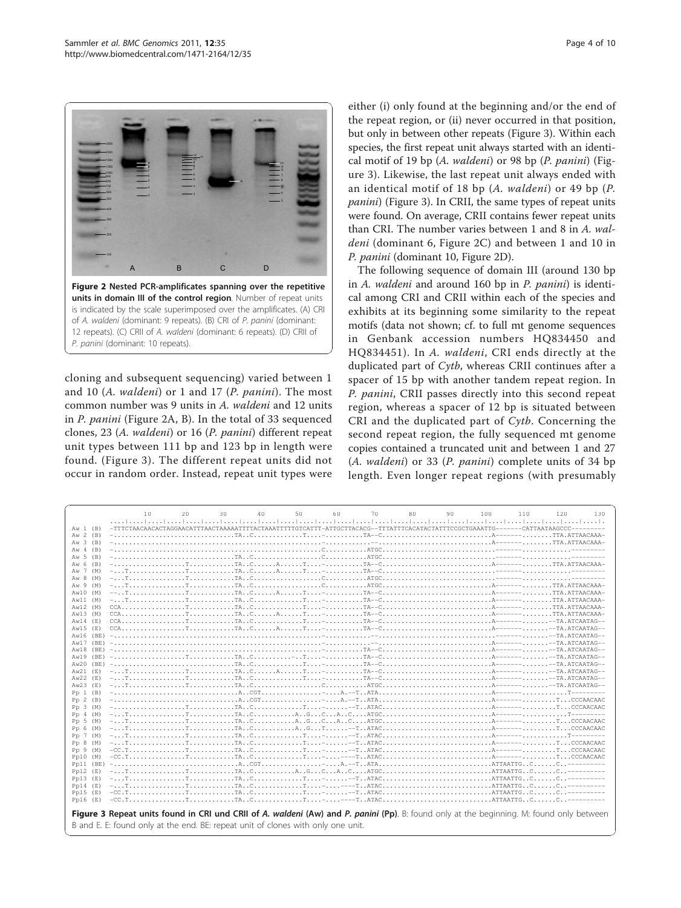Figure 2 **Nested PCR-amplificates spanning over the repetitive units in domain III of the control region**. Number of repeat units is indicated by the scale superimposed over the amplificates. (A) CRI of *A. waldeni* (dominant: 9 repeats). (B) CRI of *P. panini* (dominant: 12 repeats). (C) CRII of *A. waldeni* (dominant: 6 repeats). (D) CRII of *P. panini* (dominant: 10 repeats).

cloning and subsequent sequencing) varied between 1 and 10 (*A. waldeni*) or 1 and 17 (*P. panini*). The most common number was 9 units in *A. waldeni* and 12 units in *P. panini* (Figure 2A, B). In the total of 33 sequenced clones, 23 (*A. waldeni*) or 16 (*P. panini*) different repeat unit types between 111 bp and 123 bp in length were found. (Figure 3). The different repeat units did not occur in random order. Instead, repeat unit types were either (i) only found at the beginning and/or the end of the repeat region, or (ii) never occurred in that position, but only in between other repeats (Figure 3). Within each species, the first repeat unit always started with an identical motif of 19 bp (*A. waldeni*) or 98 bp (*P. panini*) (Figure 3). Likewise, the last repeat unit always ended with an identical motif of 18 bp (*A. waldeni*) or 49 bp (*P. panini*) (Figure 3). In CRII, the same types of repeat units were found. On average, CRII contains fewer repeat units than CRI. The number varies between 1 and 8 in *A. waldeni* (dominant 6, Figure 2C) and between 1 and 10 in *P. panini* (dominant 10, Figure 2D).

The following sequence of domain III (around 130 bp in *A. waldeni* and around 160 bp in *P. panini*) is identical among CRI and CRII within each of the species and exhibits at its beginning some similarity to the repeat motifs (data not shown; cf. to full mt genome sequences in Genbank accession numbers HQ834450 and HQ834451). In *A. waldeni*, CRI ends directly at the duplicated part of *Cytb*, whereas CRII continues after a spacer of 15 bp with another tandem repeat region. In *P. panini*, CRII passes directly into this second repeat region, whereas a spacer of 12 bp is situated between CRI and the duplicated part of *Cytb*. Concerning the second repeat region, the fully sequenced mt genome copies contained a truncated unit and between 1 and 27 (*A. waldeni*) or 33 (*P. panini*) complete units of 34 bp length. Even longer repeat regions (with presumably

```
                10        20        30        40        50        60        70        80        90       100       110       120       130
Aw 1  (B)   -TTTCTAACAACACTAGGAACATTTAACTAAAAATTTTACTAAATTTTTGTCATTT-ATTGCTTACACG--TTTATTTCACATACTATTTCCGCTGAAATTG-------CATTAATAAGCCC---------
Aw 2  (B)   -.............................TA..C...........T....-..........TA--C...........................A-------........TTA.ATTAACAAA-
Aw 3  (B)   -...................................................-..........--............................A-------........TTA.ATTAACAAA-
Aw 4  (B)   -...................................................C..........ATGC..........................-------..........---------
Aw 5  (B)   -.............................TA..C...............C..........ATGC..........................-------..........---------
Aw 6  (B)   -.................T...........TA..C......A......T....-..........TA--C...........................A-------........TTA.ATTAACAAA-
Aw 7  (M)   -...T.............T...........TA..C......A......T....-..........TA--C...........................-------..........---------
Aw 8  (M)   -...T.............T...........TA..C...............C..........ATGC..........................-------..........---------
Aw 9  (M)   -...T.............T...........TA..C...............C..........ATGC..........................A-------........TTA.ATTAACAAA-
Aw10  (M)   -...T.............T...........TA..C......A......T....-..........TA--C...........................A-------........TTA.ATTAACAAA-
Aw11  (M)   -...T.............T...........TA..C.............T....-..........TA--C...........................A-------........TTA.ATTAACAAA-
Aw12  (M)   CCA...............T...........TA..C.............T....-..........TA--C...........................A-------........TTA.ATTAACAAA-
Aw13  (M)   CCA...............T...........TA..C......A......T....-..........TA--C...........................A-------........TTA.ATTAACAAA-
Aw14  (E)   CCA...............T...........TA..C.............T....-..........TA--C...........................A-------.......--TA.ATCAATAG--
Aw15  (E)   CCA...............T...........TA..C......A......T....-..........TA--C...........................A-------.......--TA.ATCAATAG--
Aw16  (BE)  -...................................................-..........--............................-------.......--TA.ATCAATAG--
Aw17  (BE)  -...................................................-..........--............................A-------.......--TA.ATCAATAG--
Aw18  (BE)  -...................................................-..........TA--C...........................A-------.......--TA.ATCAATAG--
Aw19  (BE)  -.................T...........TA..C..........-..T....-..........TA--C...........................A-------.......--TA.ATCAATAG--
Aw20  (BE)  -.............................TA..C.............T....-..........TA--C...........................A-------.......--TA.ATCAATAG--
Aw21  (E)   -...T.............T...........TA..C......A......T....-..........TA--C...........................A-------.......--TA.ATCAATAG--
Aw22  (E)   -...T.............T...........TA..C.............T....-..........TA--C...........................A-------.......--TA.ATCAATAG--
Aw23  (E)   -...T.............T...........TA..C...............C..........ATGC..........................A-------.......--TA.ATCAATAG--
Pp 1  (B)   -.............................A..CGT...............-....A.--T..ATA...........................A-------...........T---------
Pp 2  (B)   -.............................A..CGT...............-....A.--T..ATA...........................A-------.........T...CCCAACAAC
Pp 3  (M)   -.................T...........TA..C.............T....-.....--T..ATAC..........................A-------.........T...CCCAACAAC
Pp 4  (M)   -...T.............T...........TA..C...........A..G...C...A..C....ATGC..........................A-------...........T---------
Pp 5  (M)   -...T.............T...........TA..C...........A..G...C...A..C....ATGC..........................A-------.........T...CCCAACAAC
Pp 6  (M)   -...T.............T...........TA..C...........A..G...T.......--T..ATAC..........................A-------.........T...CCCAACAAC
Pp 7  (M)   -...T.............T...........TA..C.............T....-.....---T..ATAC..........................A-------...........T---------
Pp 8  (M)   -...T.............T...........TA..C.............T....-......--T..ATAC..........................A-------.........T...CCCAACAAC
Pp 9  (M)   -CC.T.............T...........TA..C.............T....-......--T..ATAC..........................A-------.........T...CCCAACAAC
Pp10  (M)   -CC.T.............T...........TA..C.............T....-....----T..ATAC..........................A-------.........T...CCCAACAAC
Pp11  (BE)  -.............................A..CGT...............-....A.--T..ATA...........................ATTAATTG..C......C..---------
Pp12  (E)   -...T.............T...........TA..C...........A..G...C...A..C....ATGC..........................ATTAATTG..C......C..---------
Pp13  (E)   -...T.............T...........TA..C.............T....-.....--T..ATAC..........................ATTAATTG..C......C..---------
Pp14  (E)   -...T.............T...........TA..C.............T....-.....---T..ATAC..........................ATTAATTG..C......C..---------
Pp15  (E)   -CC.T.............T...........TA..C.............T....-......--T..ATAC..........................ATTAATTG..C......C..---------
Pp16  (E)   -CC.T.............T...........TA..C.............T....-....----T..ATAC..........................ATTAATTG..C......C..---------
```

Figure 3 **Repeat units found in CRI und CRII of *A. waldeni* (Aw) and *P. panini* (Pp)**. B: found only at the beginning. M: found only between B and E. E: found only at the end. BE: repeat unit of clones with only one unit.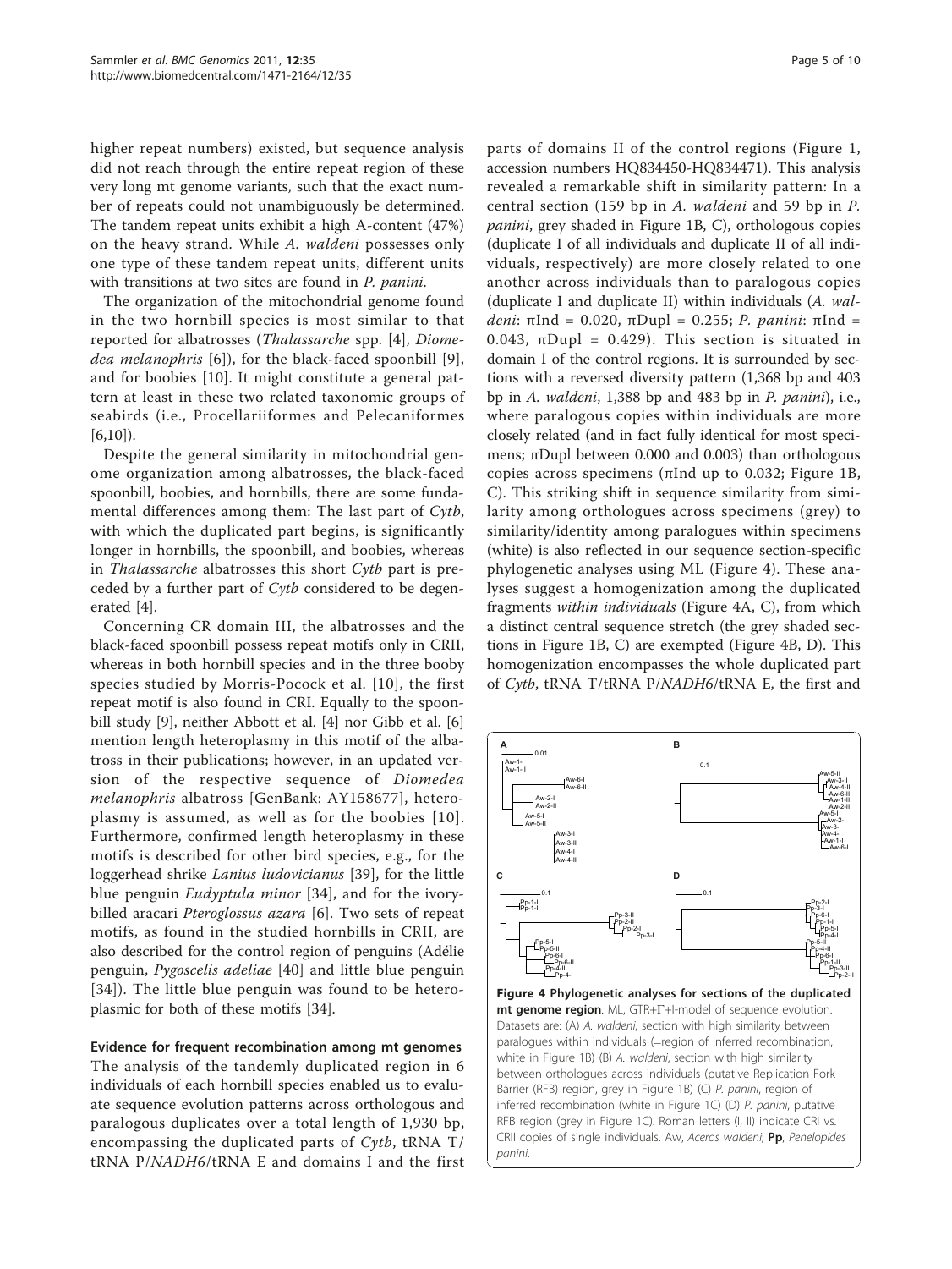higher repeat numbers) existed, but sequence analysis did not reach through the entire repeat region of these very long mt genome variants, such that the exact number of repeats could not unambiguously be determined. The tandem repeat units exhibit a high A-content (47%) on the heavy strand. While *A. waldeni* possesses only one type of these tandem repeat units, different units with transitions at two sites are found in *P. panini*.

The organization of the mitochondrial genome found in the two hornbill species is most similar to that reported for albatrosses (*Thalassarche* spp. [4], *Diomedea melanophris* [6]), for the black-faced spoonbill [9], and for boobies [10]. It might constitute a general pattern at least in these two related taxonomic groups of seabirds (i.e., Procellariiformes and Pelecaniformes [6,10]).

Despite the general similarity in mitochondrial genome organization among albatrosses, the black-faced spoonbill, boobies, and hornbills, there are some fundamental differences among them: The last part of *Cytb*, with which the duplicated part begins, is significantly longer in hornbills, the spoonbill, and boobies, whereas in *Thalassarche* albatrosses this short *Cytb* part is preceded by a further part of *Cytb* considered to be degenerated [4].

Concerning CR domain III, the albatrosses and the black-faced spoonbill possess repeat motifs only in CRII, whereas in both hornbill species and in the three booby species studied by Morris-Pocock et al. [10], the first repeat motif is also found in CRI. Equally to the spoonbill study [9], neither Abbott et al. [4] nor Gibb et al. [6] mention length heteroplasmy in this motif of the albatross in their publications; however, in an updated version of the respective sequence of *Diomedea melanophris* albatross [GenBank: AY158677], heteroplasmy is assumed, as well as for the boobies [10]. Furthermore, confirmed length heteroplasmy in these motifs is described for other bird species, e.g., for the loggerhead shrike *Lanius ludovicianus* [39], for the little blue penguin *Eudyptula minor* [34], and for the ivory-billed aracari *Pteroglossus azara* [6]. Two sets of repeat motifs, as found in the studied hornbills in CRII, are also described for the control region of penguins (Adélie penguin, *Pygoscelis adeliae* [40] and little blue penguin [34]). The little blue penguin was found to be heteroplasmic for both of these motifs [34].

### Evidence for frequent recombination among mt genomes

The analysis of the tandemly duplicated region in 6 individuals of each hornbill species enabled us to evaluate sequence evolution patterns across orthologous and paralogous duplicates over a total length of 1,930 bp, encompassing the duplicated parts of *Cytb*, tRNA T/tRNA P/*NADH6*/tRNA E and domains I and the first parts of domains II of the control regions (Figure 1, accession numbers HQ834450-HQ834471). This analysis revealed a remarkable shift in similarity pattern: In a central section (159 bp in *A. waldeni* and 59 bp in *P. panini*, grey shaded in Figure 1B, C), orthologous copies (duplicate I of all individuals and duplicate II of all individuals, respectively) are more closely related to one another across individuals than to paralogous copies (duplicate I and duplicate II) within individuals (*A. waldeni*: $\pi$Ind = 0.020, $\pi$Dupl = 0.255; *P. panini*: $\pi$Ind = 0.043, $\pi$Dupl = 0.429). This section is situated in domain I of the control regions. It is surrounded by sections with a reversed diversity pattern (1,368 bp and 403 bp in *A. waldeni*, 1,388 bp and 483 bp in *P. panini*), i.e., where paralogous copies within individuals are more closely related (and in fact fully identical for most specimens; $\pi$Dupl between 0.000 and 0.003) than orthologous copies across specimens ($\pi$Ind up to 0.032; Figure 1B, C). This striking shift in sequence similarity from similarity among orthologues across specimens (grey) to similarity/identity among paralogues within specimens (white) is also reflected in our sequence section-specific phylogenetic analyses using ML (Figure 4). These analyses suggest a homogenization among the duplicated fragments *within individuals* (Figure 4A, C), from which a distinct central sequence stretch (the grey shaded sections in Figure 1B, C) are exempted (Figure 4B, D). This homogenization encompasses the whole duplicated part of *Cytb*, tRNA T/tRNA P/*NADH6*/tRNA E, the first and

**Figure 4 Phylogenetic analyses for sections of the duplicated mt genome region**. ML, GTR+Γ+I-model of sequence evolution. Datasets are: (A) *A. waldeni*, section with high similarity between paralogues within individuals (=region of inferred recombination, white in Figure 1B) (B) *A. waldeni*, section with high similarity between orthologues across individuals (putative Replication Fork Barrier (RFB) region, grey in Figure 1B) (C) *P. panini*, region of inferred recombination (white in Figure 1C) (D) *P. panini*, putative RFB region (grey in Figure 1C). Roman letters (I, II) indicate CRI vs. CRII copies of single individuals. Aw, *Aceros waldeni*; **Pp**, *Penelopides panini*.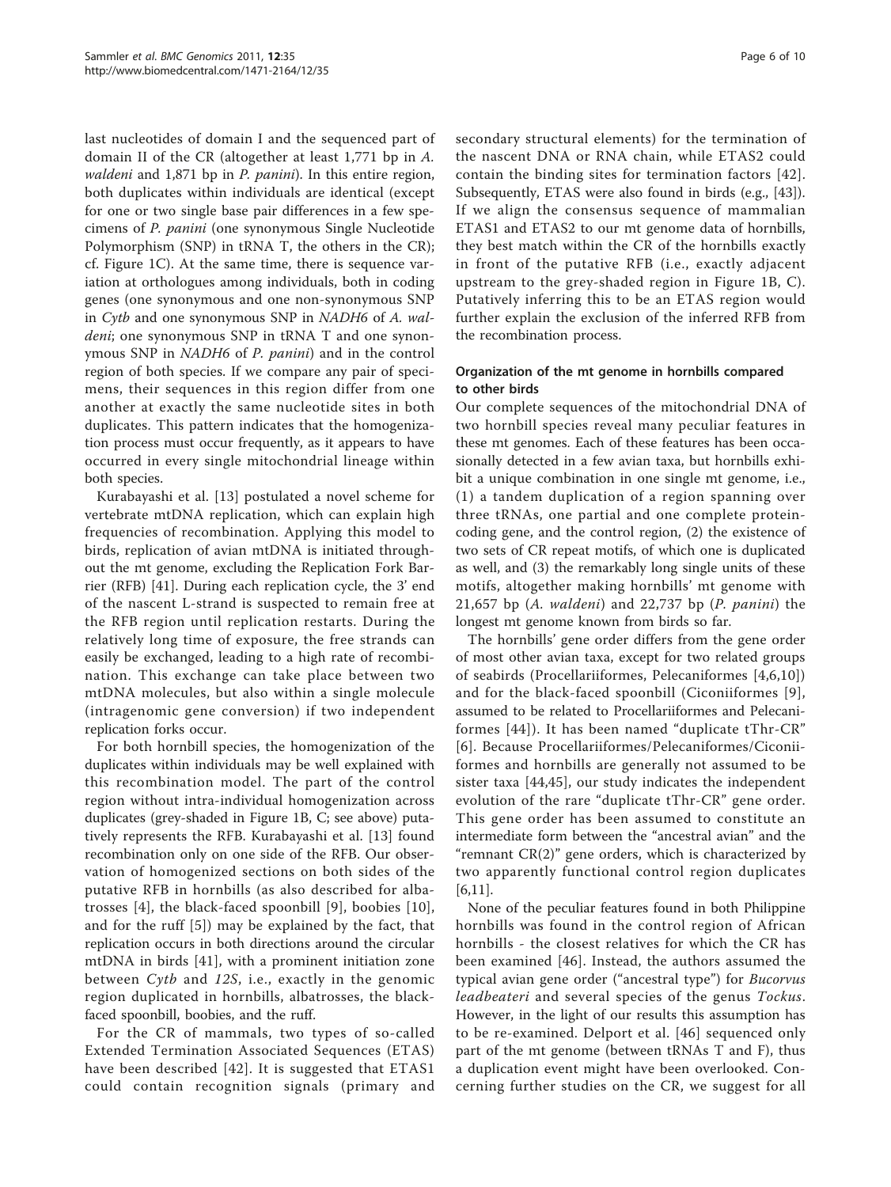last nucleotides of domain I and the sequenced part of domain II of the CR (altogether at least 1,771 bp in *A. waldeni* and 1,871 bp in *P. panini*). In this entire region, both duplicates within individuals are identical (except for one or two single base pair differences in a few specimens of *P. panini* (one synonymous Single Nucleotide Polymorphism (SNP) in tRNA T, the others in the CR); cf. Figure 1C). At the same time, there is sequence variation at orthologues among individuals, both in coding genes (one synonymous and one non-synonymous SNP in *Cytb* and one synonymous SNP in *NADH6* of *A. waldeni*; one synonymous SNP in tRNA T and one synonymous SNP in *NADH6* of *P. panini*) and in the control region of both species. If we compare any pair of specimens, their sequences in this region differ from one another at exactly the same nucleotide sites in both duplicates. This pattern indicates that the homogenization process must occur frequently, as it appears to have occurred in every single mitochondrial lineage within both species.

Kurabayashi et al. [13] postulated a novel scheme for vertebrate mtDNA replication, which can explain high frequencies of recombination. Applying this model to birds, replication of avian mtDNA is initiated throughout the mt genome, excluding the Replication Fork Barrier (RFB) [41]. During each replication cycle, the 3' end of the nascent L-strand is suspected to remain free at the RFB region until replication restarts. During the relatively long time of exposure, the free strands can easily be exchanged, leading to a high rate of recombination. This exchange can take place between two mtDNA molecules, but also within a single molecule (intragenomic gene conversion) if two independent replication forks occur.

For both hornbill species, the homogenization of the duplicates within individuals may be well explained with this recombination model. The part of the control region without intra-individual homogenization across duplicates (grey-shaded in Figure 1B, C; see above) putatively represents the RFB. Kurabayashi et al. [13] found recombination only on one side of the RFB. Our observation of homogenized sections on both sides of the putative RFB in hornbills (as also described for albatrosses [4], the black-faced spoonbill [9], boobies [10], and for the ruff [5]) may be explained by the fact, that replication occurs in both directions around the circular mtDNA in birds [41], with a prominent initiation zone between *Cytb* and *12S*, i.e., exactly in the genomic region duplicated in hornbills, albatrosses, the black-faced spoonbill, boobies, and the ruff.

For the CR of mammals, two types of so-called Extended Termination Associated Sequences (ETAS) have been described [42]. It is suggested that ETAS1 could contain recognition signals (primary and secondary structural elements) for the termination of the nascent DNA or RNA chain, while ETAS2 could contain the binding sites for termination factors [42]. Subsequently, ETAS were also found in birds (e.g., [43]). If we align the consensus sequence of mammalian ETAS1 and ETAS2 to our mt genome data of hornbills, they best match within the CR of the hornbills exactly in front of the putative RFB (i.e., exactly adjacent upstream to the grey-shaded region in Figure 1B, C). Putatively inferring this to be an ETAS region would further explain the exclusion of the inferred RFB from the recombination process.

## Organization of the mt genome in hornbills compared to other birds

Our complete sequences of the mitochondrial DNA of two hornbill species reveal many peculiar features in these mt genomes. Each of these features has been occasionally detected in a few avian taxa, but hornbills exhibit a unique combination in one single mt genome, i.e., (1) a tandem duplication of a region spanning over three tRNAs, one partial and one complete protein-coding gene, and the control region, (2) the existence of two sets of CR repeat motifs, of which one is duplicated as well, and (3) the remarkably long single units of these motifs, altogether making hornbills' mt genome with 21,657 bp (*A. waldeni*) and 22,737 bp (*P. panini*) the longest mt genome known from birds so far.

The hornbills' gene order differs from the gene order of most other avian taxa, except for two related groups of seabirds (Procellariiformes, Pelecaniformes [4,6,10]) and for the black-faced spoonbill (Ciconiiformes [9], assumed to be related to Procellariiformes and Pelecaniformes [44]). It has been named "duplicate tThr-CR" [6]. Because Procellariiformes/Pelecaniformes/Ciconiiformes and hornbills are generally not assumed to be sister taxa [44,45], our study indicates the independent evolution of the rare "duplicate tThr-CR" gene order. This gene order has been assumed to constitute an intermediate form between the "ancestral avian" and the "remnant CR(2)" gene orders, which is characterized by two apparently functional control region duplicates [6,11].

None of the peculiar features found in both Philippine hornbills was found in the control region of African hornbills - the closest relatives for which the CR has been examined [46]. Instead, the authors assumed the typical avian gene order ("ancestral type") for *Bucorvus leadbeateri* and several species of the genus *Tockus*. However, in the light of our results this assumption has to be re-examined. Delport et al. [46] sequenced only part of the mt genome (between tRNAs T and F), thus a duplication event might have been overlooked. Concerning further studies on the CR, we suggest for all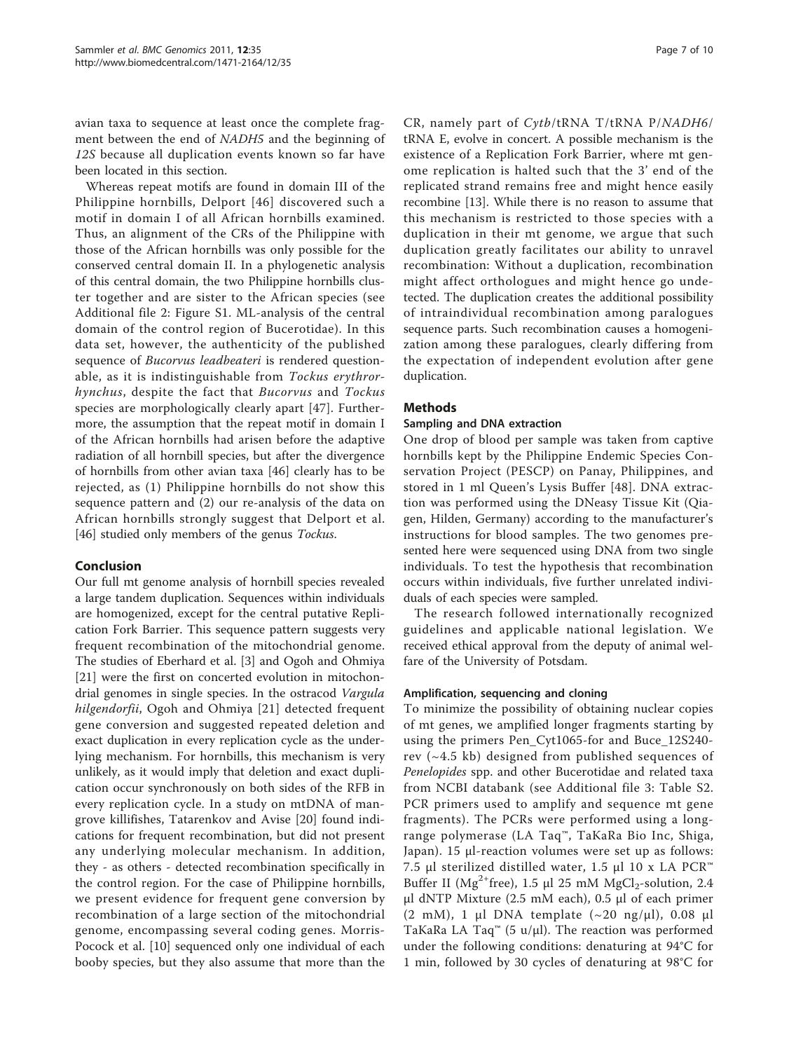avian taxa to sequence at least once the complete fragment between the end of *NADH5* and the beginning of *12S* because all duplication events known so far have been located in this section.

Whereas repeat motifs are found in domain III of the Philippine hornbills, Delport [46] discovered such a motif in domain I of all African hornbills examined. Thus, an alignment of the CRs of the Philippine with those of the African hornbills was only possible for the conserved central domain II. In a phylogenetic analysis of this central domain, the two Philippine hornbills cluster together and are sister to the African species (see Additional file 2: Figure S1. ML-analysis of the central domain of the control region of Bucerotidae). In this data set, however, the authenticity of the published sequence of *Bucorvus leadbeateri* is rendered questionable, as it is indistinguishable from *Tockus erythrorhynchus*, despite the fact that *Bucorvus* and *Tockus* species are morphologically clearly apart [47]. Furthermore, the assumption that the repeat motif in domain I of the African hornbills had arisen before the adaptive radiation of all hornbill species, but after the divergence of hornbills from other avian taxa [46] clearly has to be rejected, as (1) Philippine hornbills do not show this sequence pattern and (2) our re-analysis of the data on African hornbills strongly suggest that Delport et al. [46] studied only members of the genus *Tockus*.

## Conclusion

Our full mt genome analysis of hornbill species revealed a large tandem duplication. Sequences within individuals are homogenized, except for the central putative Replication Fork Barrier. This sequence pattern suggests very frequent recombination of the mitochondrial genome. The studies of Eberhard et al. [3] and Ogoh and Ohmiya [21] were the first on concerted evolution in mitochondrial genomes in single species. In the ostracod *Vargula hilgendorfii*, Ogoh and Ohmiya [21] detected frequent gene conversion and suggested repeated deletion and exact duplication in every replication cycle as the underlying mechanism. For hornbills, this mechanism is very unlikely, as it would imply that deletion and exact duplication occur synchronously on both sides of the RFB in every replication cycle. In a study on mtDNA of mangrove killifishes, Tatarenkov and Avise [20] found indications for frequent recombination, but did not present any underlying molecular mechanism. In addition, they - as others - detected recombination specifically in the control region. For the case of Philippine hornbills, we present evidence for frequent gene conversion by recombination of a large section of the mitochondrial genome, encompassing several coding genes. Morris-Pocock et al. [10] sequenced only one individual of each booby species, but they also assume that more than the CR, namely part of *Cytb*/tRNA T/tRNA P/*NADH6*/tRNA E, evolve in concert. A possible mechanism is the existence of a Replication Fork Barrier, where mt genome replication is halted such that the 3' end of the replicated strand remains free and might hence easily recombine [13]. While there is no reason to assume that this mechanism is restricted to those species with a duplication in their mt genome, we argue that such duplication greatly facilitates our ability to unravel recombination: Without a duplication, recombination might affect orthologues and might hence go undetected. The duplication creates the additional possibility of intraindividual recombination among paralogues sequence parts. Such recombination causes a homogenization among these paralogues, clearly differing from the expectation of independent evolution after gene duplication.

## Methods

### Sampling and DNA extraction

One drop of blood per sample was taken from captive hornbills kept by the Philippine Endemic Species Conservation Project (PESCP) on Panay, Philippines, and stored in 1 ml Queen's Lysis Buffer [48]. DNA extraction was performed using the DNeasy Tissue Kit (Qiagen, Hilden, Germany) according to the manufacturer's instructions for blood samples. The two genomes presented here were sequenced using DNA from two single individuals. To test the hypothesis that recombination occurs within individuals, five further unrelated individuals of each species were sampled.

The research followed internationally recognized guidelines and applicable national legislation. We received ethical approval from the deputy of animal welfare of the University of Potsdam.

### Amplification, sequencing and cloning

To minimize the possibility of obtaining nuclear copies of mt genes, we amplified longer fragments starting by using the primers Pen_Cyt1065-for and Buce_12S240-rev (~4.5 kb) designed from published sequences of *Penelopides* spp. and other Bucerotidae and related taxa from NCBI databank (see Additional file 3: Table S2. PCR primers used to amplify and sequence mt gene fragments). The PCRs were performed using a long-range polymerase (LA Taq™, TaKaRa Bio Inc, Shiga, Japan). 15 μl-reaction volumes were set up as follows: 7.5 μl sterilized distilled water, 1.5 μl 10 x LA PCR™ Buffer II ($Mg^{2+}$free), 1.5 μl 25 mM $MgCl_2$-solution, 2.4 μl dNTP Mixture (2.5 mM each), 0.5 μl of each primer (2 mM), 1 μl DNA template (~20 ng/μl), 0.08 μl TaKaRa LA Taq™ (5 u/μl). The reaction was performed under the following conditions: denaturing at 94°C for 1 min, followed by 30 cycles of denaturing at 98°C for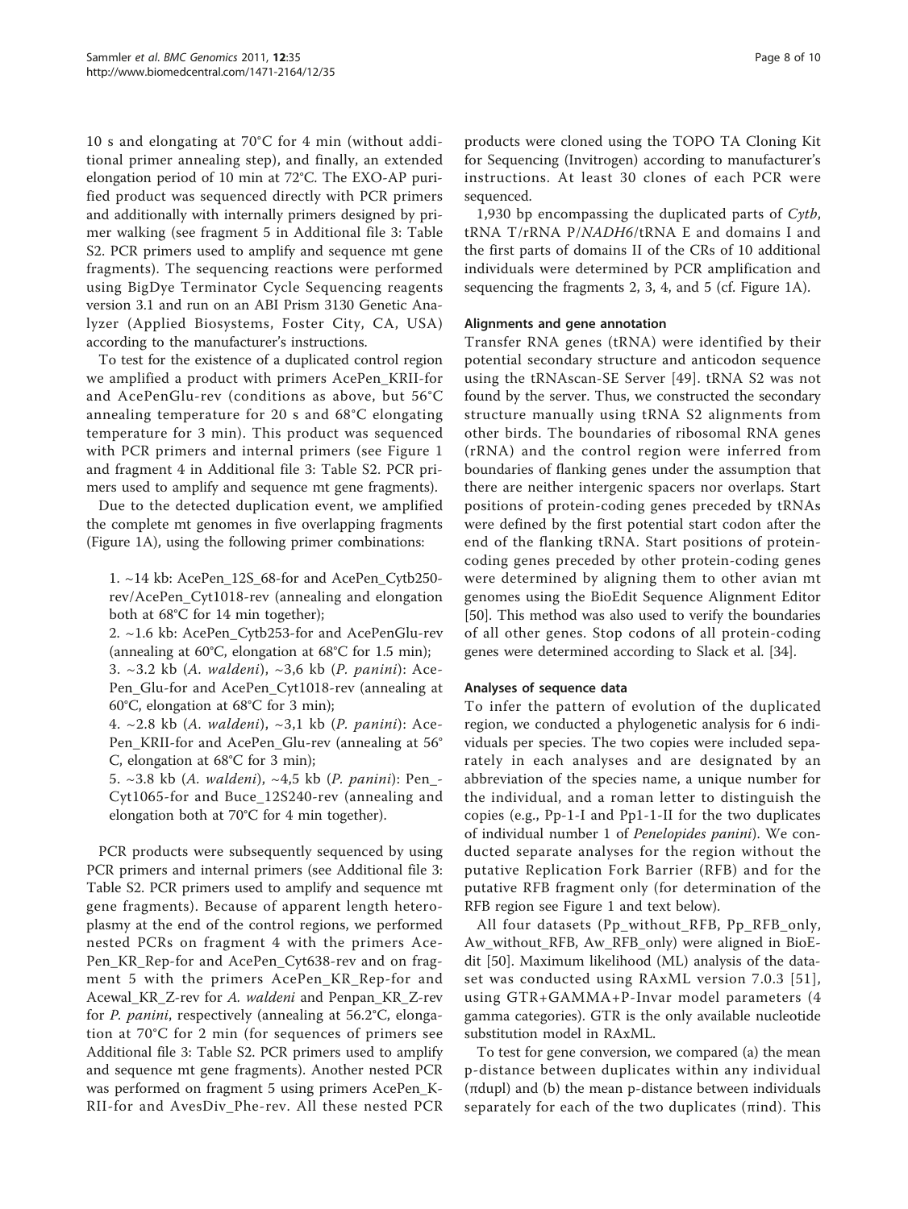10 s and elongating at 70°C for 4 min (without additional primer annealing step), and finally, an extended elongation period of 10 min at 72°C. The EXO-AP purified product was sequenced directly with PCR primers and additionally with internally primers designed by primer walking (see fragment 5 in Additional file 3: Table S2. PCR primers used to amplify and sequence mt gene fragments). The sequencing reactions were performed using BigDye Terminator Cycle Sequencing reagents version 3.1 and run on an ABI Prism 3130 Genetic Analyzer (Applied Biosystems, Foster City, CA, USA) according to the manufacturer's instructions.

To test for the existence of a duplicated control region we amplified a product with primers AcePen_KRII-for and AcePenGlu-rev (conditions as above, but 56°C annealing temperature for 20 s and 68°C elongating temperature for 3 min). This product was sequenced with PCR primers and internal primers (see Figure 1 and fragment 4 in Additional file 3: Table S2. PCR primers used to amplify and sequence mt gene fragments).

Due to the detected duplication event, we amplified the complete mt genomes in five overlapping fragments (Figure 1A), using the following primer combinations:

1. ~14 kb: AcePen_12S_68-for and AcePen_Cytb250-rev/AcePen_Cyt1018-rev (annealing and elongation both at 68°C for 14 min together);
2. ~1.6 kb: AcePen_Cytb253-for and AcePenGlu-rev (annealing at 60°C, elongation at 68°C for 1.5 min);
3. ~3.2 kb (*A. waldeni*), ~3,6 kb (*P. panini*): AcePen_Glu-for and AcePen_Cyt1018-rev (annealing at 60°C, elongation at 68°C for 3 min);
4. ~2.8 kb (*A. waldeni*), ~3,1 kb (*P. panini*): AcePen_KRII-for and AcePen_Glu-rev (annealing at 56°C, elongation at 68°C for 3 min);
5. ~3.8 kb (*A. waldeni*), ~4,5 kb (*P. panini*): Pen_-Cyt1065-for and Buce_12S240-rev (annealing and elongation both at 70°C for 4 min together).

PCR products were subsequently sequenced by using PCR primers and internal primers (see Additional file 3: Table S2. PCR primers used to amplify and sequence mt gene fragments). Because of apparent length heteroplasmy at the end of the control regions, we performed nested PCRs on fragment 4 with the primers AcePen_KR_Rep-for and AcePen_Cyt638-rev and on fragment 5 with the primers AcePen_KR_Rep-for and Acewal_KR_Z-rev for *A. waldeni* and Penpan_KR_Z-rev for *P. panini*, respectively (annealing at 56.2°C, elongation at 70°C for 2 min (for sequences of primers see Additional file 3: Table S2. PCR primers used to amplify and sequence mt gene fragments). Another nested PCR was performed on fragment 5 using primers AcePen_KRII-for and AvesDiv_Phe-rev. All these nested PCR products were cloned using the TOPO TA Cloning Kit for Sequencing (Invitrogen) according to manufacturer's instructions. At least 30 clones of each PCR were sequenced.

1,930 bp encompassing the duplicated parts of *Cytb*, tRNA T/rRNA P/*NADH6*/tRNA E and domains I and the first parts of domains II of the CRs of 10 additional individuals were determined by PCR amplification and sequencing the fragments 2, 3, 4, and 5 (cf. Figure 1A).

### Alignments and gene annotation

Transfer RNA genes (tRNA) were identified by their potential secondary structure and anticodon sequence using the tRNAscan-SE Server [49]. tRNA S2 was not found by the server. Thus, we constructed the secondary structure manually using tRNA S2 alignments from other birds. The boundaries of ribosomal RNA genes (rRNA) and the control region were inferred from boundaries of flanking genes under the assumption that there are neither intergenic spacers nor overlaps. Start positions of protein-coding genes preceded by tRNAs were defined by the first potential start codon after the end of the flanking tRNA. Start positions of protein-coding genes preceded by other protein-coding genes were determined by aligning them to other avian mt genomes using the BioEdit Sequence Alignment Editor [50]. This method was also used to verify the boundaries of all other genes. Stop codons of all protein-coding genes were determined according to Slack et al. [34].

### Analyses of sequence data

To infer the pattern of evolution of the duplicated region, we conducted a phylogenetic analysis for 6 individuals per species. The two copies were included separately in each analyses and are designated by an abbreviation of the species name, a unique number for the individual, and a roman letter to distinguish the copies (e.g., Pp-1-I and Pp1-1-II for the two duplicates of individual number 1 of *Penelopides panini*). We conducted separate analyses for the region without the putative Replication Fork Barrier (RFB) and for the putative RFB fragment only (for determination of the RFB region see Figure 1 and text below).

All four datasets (Pp_without_RFB, Pp_RFB_only, Aw_without_RFB, Aw_RFB_only) were aligned in BioEdit [50]. Maximum likelihood (ML) analysis of the dataset was conducted using RAxML version 7.0.3 [51], using GTR+GAMMA+P-Invar model parameters (4 gamma categories). GTR is the only available nucleotide substitution model in RAxML.

To test for gene conversion, we compared (a) the mean p-distance between duplicates within any individual ($\pi$dupl) and (b) the mean p-distance between individuals separately for each of the two duplicates ($\pi$ind). This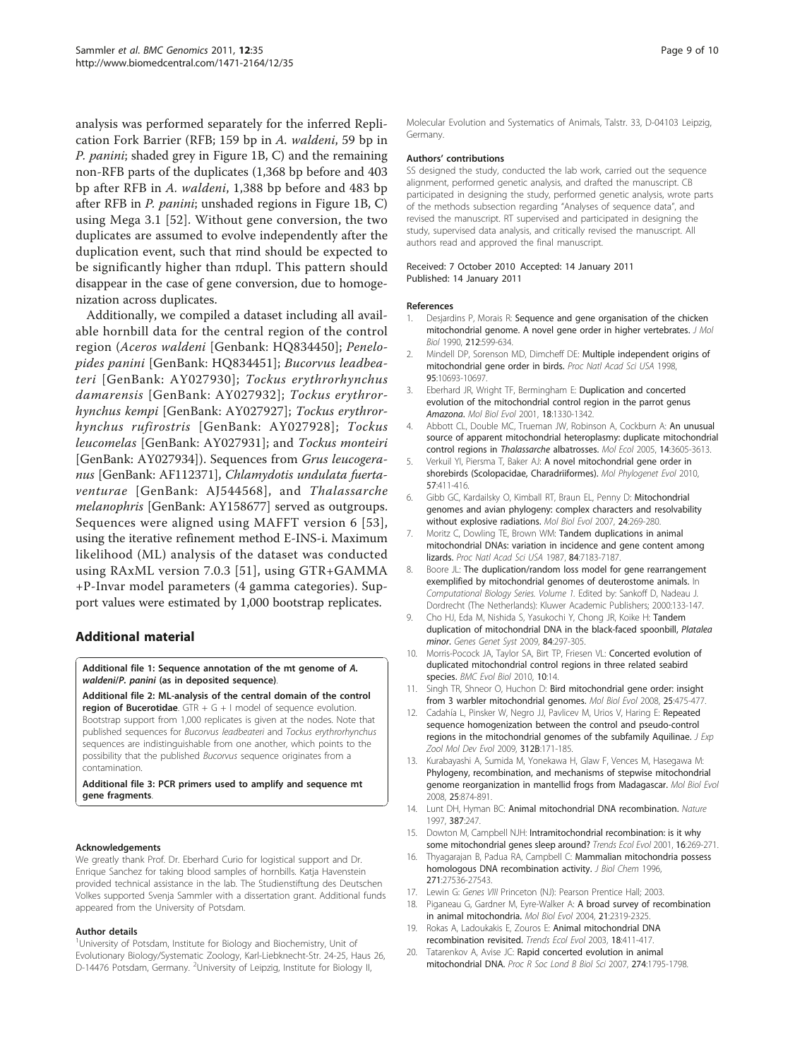analysis was performed separately for the inferred Replication Fork Barrier (RFB; 159 bp in *A. waldeni*, 59 bp in *P. panini*; shaded grey in Figure 1B, C) and the remaining non-RFB parts of the duplicates (1,368 bp before and 403 bp after RFB in *A. waldeni*, 1,388 bp before and 483 bp after RFB in *P. panini*; unshaded regions in Figure 1B, C) using Mega 3.1 [52]. Without gene conversion, the two duplicates are assumed to evolve independently after the duplication event, such that πind should be expected to be significantly higher than πdupl. This pattern should disappear in the case of gene conversion, due to homogenization across duplicates.

Additionally, we compiled a dataset including all available hornbill data for the central region of the control region (*Aceros waldeni* [Genbank: HQ834450]; *Penelopides panini* [GenBank: HQ834451]; *Bucorvus leadbeateri* [GenBank: AY027930]; *Tockus erythrorhynchus damarensis* [GenBank: AY027932]; *Tockus erythrorhynchus kempi* [GenBank: AY027927]; *Tockus erythrorhynchus rufirostris* [GenBank: AY027928]; *Tockus leucomelas* [GenBank: AY027931]; and *Tockus monteiri* [GenBank: AY027934]). Sequences from *Grus leucogeranus* [GenBank: AF112371], *Chlamydotis undulata fuertaventurae* [GenBank: AJ544568], and *Thalassarche melanophris* [GenBank: AY158677] served as outgroups. Sequences were aligned using MAFFT version 6 [53], using the iterative refinement method E-INS-i. Maximum likelihood (ML) analysis of the dataset was conducted using RAxML version 7.0.3 [51], using GTR+GAMMA +P-Invar model parameters (4 gamma categories). Support values were estimated by 1,000 bootstrap replicates.

## Additional material

**Additional file 1: Sequence annotation of the mt genome of *A. waldeni*/*P. panini* (as in deposited sequence)**.

**Additional file 2: ML-analysis of the central domain of the control region of Bucerotidae**. GTR + G + I model of sequence evolution. Bootstrap support from 1,000 replicates is given at the nodes. Note that published sequences for *Bucorvus leadbeateri* and *Tockus erythrorhynchus* sequences are indistinguishable from one another, which points to the possibility that the published *Bucorvus* sequence originates from a contamination.

**Additional file 3: PCR primers used to amplify and sequence mt gene fragments**.

#### Acknowledgements

We greatly thank Prof. Dr. Eberhard Curio for logistical support and Dr. Enrique Sanchez for taking blood samples of hornbills. Katja Havenstein provided technical assistance in the lab. The Studienstiftung des Deutschen Volkes supported Svenja Sammler with a dissertation grant. Additional funds appeared from the University of Potsdam.

#### Author details

[1]University of Potsdam, Institute for Biology and Biochemistry, Unit of Evolutionary Biology/Systematic Zoology, Karl-Liebknecht-Str. 24-25, Haus 26, D-14476 Potsdam, Germany. [2]University of Leipzig, Institute for Biology II, Molecular Evolution and Systematics of Animals, Talstr. 33, D-04103 Leipzig, Germany.

#### Authors' contributions

SS designed the study, conducted the lab work, carried out the sequence alignment, performed genetic analysis, and drafted the manuscript. CB participated in designing the study, performed genetic analysis, wrote parts of the methods subsection regarding "Analyses of sequence data", and revised the manuscript. RT supervised and participated in designing the study, supervised data analysis, and critically revised the manuscript. All authors read and approved the final manuscript.

Received: 7 October 2010 Accepted: 14 January 2011
Published: 14 January 2011

#### References

1. Desjardins P, Morais R: Sequence and gene organisation of the chicken mitochondrial genome. A novel gene order in higher vertebrates. *J Mol Biol* 1990, 212:599-634.
2. Mindell DP, Sorenson MD, Dimcheff DE: Multiple independent origins of mitochondrial gene order in birds. *Proc Natl Acad Sci USA* 1998, 95:10693-10697.
3. Eberhard JR, Wright TF, Bermingham E: Duplication and concerted evolution of the mitochondrial control region in the parrot genus *Amazona*. *Mol Biol Evol* 2001, 18:1330-1342.
4. Abbott CL, Double MC, Trueman JW, Robinson A, Cockburn A: An unusual source of apparent mitochondrial heteroplasmy: duplicate mitochondrial control regions in *Thalassarche* albatrosses. *Mol Ecol* 2005, 14:3605-3613.
5. Verkuil YI, Piersma T, Baker AJ: A novel mitochondrial gene order in shorebirds (Scolopacidae, Charadriiformes). *Mol Phylogenet Evol* 2010, 57:411-416.
6. Gibb GC, Kardailsky O, Kimball RT, Braun EL, Penny D: Mitochondrial genomes and avian phylogeny: complex characters and resolvability without explosive radiations. *Mol Biol Evol* 2007, 24:269-280.
7. Moritz C, Dowling TE, Brown WM: Tandem duplications in animal mitochondrial DNAs: variation in incidence and gene content among lizards. *Proc Natl Acad Sci USA* 1987, 84:7183-7187.
8. Boore JL: The duplication/random loss model for gene rearrangement exemplified by mitochondrial genomes of deuterostome animals. In *Computational Biology Series. Volume 1.* Edited by: Sankoff D, Nadeau J. Dordrecht (The Netherlands): Kluwer Academic Publishers; 2000:133-147.
9. Cho HJ, Eda M, Nishida S, Yasukochi Y, Chong JR, Koike H: Tandem duplication of mitochondrial DNA in the black-faced spoonbill, *Platalea minor*. *Genes Genet Syst* 2009, 84:297-305.
10. Morris-Pocock JA, Taylor SA, Birt TP, Friesen VL: Concerted evolution of duplicated mitochondrial control regions in three related seabird species. *BMC Evol Biol* 2010, 10:14.
11. Singh TR, Shneor O, Huchon D: Bird mitochondrial gene order: insight from 3 warbler mitochondrial genomes. *Mol Biol Evol* 2008, 25:475-477.
12. Cadahía L, Pinsker W, Negro JJ, Pavlicev M, Urios V, Haring E: Repeated sequence homogenization between the control and pseudo-control regions in the mitochondrial genomes of the subfamily Aquilinae. *J Exp Zool Mol Dev Evol* 2009, 312B:171-185.
13. Kurabayashi A, Sumida M, Yonekawa H, Glaw F, Vences M, Hasegawa M: Phylogeny, recombination, and mechanisms of stepwise mitochondrial genome reorganization in mantellid frogs from Madagascar. *Mol Biol Evol* 2008, 25:874-891.
14. Lunt DH, Hyman BC: Animal mitochondrial DNA recombination. *Nature* 1997, 387:247.
15. Dowton M, Campbell NJH: Intramitochondrial recombination: is it why some mitochondrial genes sleep around? *Trends Ecol Evol* 2001, 16:269-271.
16. Thyagarajan B, Padua RA, Campbell C: Mammalian mitochondria possess homologous DNA recombination activity. *J Biol Chem* 1996, 271:27536-27543.
17. Lewin G: *Genes VIII* Princeton (NJ): Pearson Prentice Hall; 2003.
18. Piganeau G, Gardner M, Eyre-Walker A: A broad survey of recombination in animal mitochondria. *Mol Biol Evol* 2004, 21:2319-2325.
19. Rokas A, Ladoukakis E, Zouros E: Animal mitochondrial DNA recombination revisited. *Trends Ecol Evol* 2003, 18:411-417.
20. Tatarenkov A, Avise JC: Rapid concerted evolution in animal mitochondrial DNA. *Proc R Soc Lond B Biol Sci* 2007, 274:1795-1798.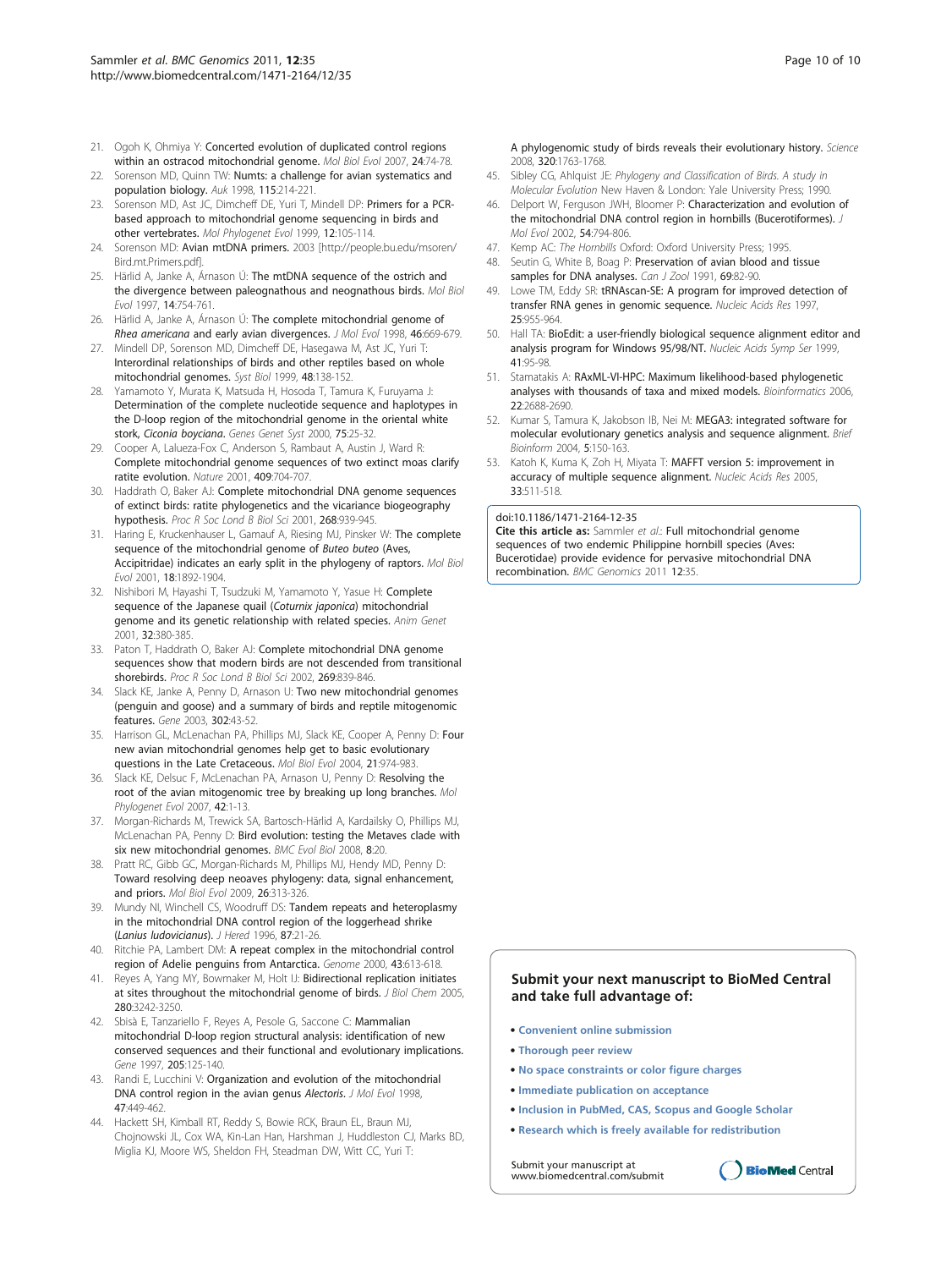21. Ogoh K, Ohmiya Y: **Concerted evolution of duplicated control regions within an ostracod mitochondrial genome.** *Mol Biol Evol* 2007, **24**:74-78.
22. Sorenson MD, Quinn TW: **Numts: a challenge for avian systematics and population biology.** *Auk* 1998, **115**:214-221.
23. Sorenson MD, Ast JC, Dimcheff DE, Yuri T, Mindell DP: **Primers for a PCR-based approach to mitochondrial genome sequencing in birds and other vertebrates.** *Mol Phylogenet Evol* 1999, **12**:105-114.
24. Sorenson MD: **Avian mtDNA primers.** 2003 [http://people.bu.edu/msoren/Bird.mt.Primers.pdf].
25. Härlid A, Janke A, Árnason Ú: **The mtDNA sequence of the ostrich and the divergence between paleognathous and neognathous birds.** *Mol Biol Evol* 1997, **14**:754-761.
26. Härlid A, Janke A, Árnason Ú: **The complete mitochondrial genome of *Rhea americana* and early avian divergences.** *J Mol Evol* 1998, **46**:669-679.
27. Mindell DP, Sorenson MD, Dimcheff DE, Hasegawa M, Ast JC, Yuri T: **Interordinal relationships of birds and other reptiles based on whole mitochondrial genomes.** *Syst Biol* 1999, **48**:138-152.
28. Yamamoto Y, Murata K, Matsuda H, Hosoda T, Tamura K, Furuyama J: **Determination of the complete nucleotide sequence and haplotypes in the D-loop region of the mitochondrial genome in the oriental white stork, *Ciconia boyciana*.** *Genes Genet Syst* 2000, **75**:25-32.
29. Cooper A, Lalueza-Fox C, Anderson S, Rambaut A, Austin J, Ward R: **Complete mitochondrial genome sequences of two extinct moas clarify ratite evolution.** *Nature* 2001, **409**:704-707.
30. Haddrath O, Baker AJ: **Complete mitochondrial DNA genome sequences of extinct birds: ratite phylogenetics and the vicariance biogeography hypothesis.** *Proc R Soc Lond B Biol Sci* 2001, **268**:939-945.
31. Haring E, Kruckenhauser L, Gamauf A, Riesing MJ, Pinsker W: **The complete sequence of the mitochondrial genome of *Buteo buteo* (Aves, Accipitridae) indicates an early split in the phylogeny of raptors.** *Mol Biol Evol* 2001, **18**:1892-1904.
32. Nishibori M, Hayashi T, Tsudzuki M, Yamamoto Y, Yasue H: **Complete sequence of the Japanese quail (*Coturnix japonica*) mitochondrial genome and its genetic relationship with related species.** *Anim Genet* 2001, **32**:380-385.
33. Paton T, Haddrath O, Baker AJ: **Complete mitochondrial DNA genome sequences show that modern birds are not descended from transitional shorebirds.** *Proc R Soc Lond B Biol Sci* 2002, **269**:839-846.
34. Slack KE, Janke A, Penny D, Arnason U: **Two new mitochondrial genomes (penguin and goose) and a summary of birds and reptile mitogenomic features.** *Gene* 2003, **302**:43-52.
35. Harrison GL, McLenachan PA, Phillips MJ, Slack KE, Cooper A, Penny D: **Four new avian mitochondrial genomes help get to basic evolutionary questions in the Late Cretaceous.** *Mol Biol Evol* 2004, **21**:974-983.
36. Slack KE, Delsuc F, McLenachan PA, Arnason U, Penny D: **Resolving the root of the avian mitogenomic tree by breaking up long branches.** *Mol Phylogenet Evol* 2007, **42**:1-13.
37. Morgan-Richards M, Trewick SA, Bartosch-Härlid A, Kardailsky O, Phillips MJ, McLenachan PA, Penny D: **Bird evolution: testing the Metaves clade with six new mitochondrial genomes.** *BMC Evol Biol* 2008, **8**:20.
38. Pratt RC, Gibb GC, Morgan-Richards M, Phillips MJ, Hendy MD, Penny D: **Toward resolving deep neoaves phylogeny: data, signal enhancement, and priors.** *Mol Biol Evol* 2009, **26**:313-326.
39. Mundy NI, Winchell CS, Woodruff DS: **Tandem repeats and heteroplasmy in the mitochondrial DNA control region of the loggerhead shrike (*Lanius ludovicianus*).** *J Hered* 1996, **87**:21-26.
40. Ritchie PA, Lambert DM: **A repeat complex in the mitochondrial control region of Adelie penguins from Antarctica.** *Genome* 2000, **43**:613-618.
41. Reyes A, Yang MY, Bowmaker M, Holt IJ: **Bidirectional replication initiates at sites throughout the mitochondrial genome of birds.** *J Biol Chem* 2005, **280**:3242-3250.
42. Sbisà E, Tanzariello F, Reyes A, Pesole G, Saccone C: **Mammalian mitochondrial D-loop region structural analysis: identification of new conserved sequences and their functional and evolutionary implications.** *Gene* 1997, **205**:125-140.
43. Randi E, Lucchini V: **Organization and evolution of the mitochondrial DNA control region in the avian genus *Alectoris*.** *J Mol Evol* 1998, **47**:449-462.
44. Hackett SH, Kimball RT, Reddy S, Bowie RCK, Braun EL, Braun MJ, Chojnowski JL, Cox WA, Kin-Lan Han, Harshman J, Huddleston CJ, Marks BD, Miglia KJ, Moore WS, Sheldon FH, Steadman DW, Witt CC, Yuri T: **A phylogenomic study of birds reveals their evolutionary history.** *Science* 2008, **320**:1763-1768.
45. Sibley CG, Ahlquist JE: *Phylogeny and Classification of Birds. A study in Molecular Evolution* New Haven & London: Yale University Press; 1990.
46. Delport W, Ferguson JWH, Bloomer P: **Characterization and evolution of the mitochondrial DNA control region in hornbills (Bucerotiformes).** *J Mol Evol* 2002, **54**:794-806.
47. Kemp AC: *The Hornbills* Oxford: Oxford University Press; 1995.
48. Seutin G, White B, Boag P: **Preservation of avian blood and tissue samples for DNA analyses.** *Can J Zool* 1991, **69**:82-90.
49. Lowe TM, Eddy SR: **tRNAscan-SE: A program for improved detection of transfer RNA genes in genomic sequence.** *Nucleic Acids Res* 1997, **25**:955-964.
50. Hall TA: **BioEdit: a user-friendly biological sequence alignment editor and analysis program for Windows 95/98/NT.** *Nucleic Acids Symp Ser* 1999, **41**:95-98.
51. Stamatakis A: **RAxML-VI-HPC: Maximum likelihood-based phylogenetic analyses with thousands of taxa and mixed models.** *Bioinformatics* 2006, **22**:2688-2690.
52. Kumar S, Tamura K, Jakobson IB, Nei M: **MEGA3: integrated software for molecular evolutionary genetics analysis and sequence alignment.** *Brief Bioinform* 2004, **5**:150-163.
53. Katoh K, Kuma K, Zoh H, Miyata T: **MAFFT version 5: improvement in accuracy of multiple sequence alignment.** *Nucleic Acids Res* 2005, **33**:511-518.

doi:10.1186/1471-2164-12-35

**Cite this article as:** Sammler *et al.*: Full mitochondrial genome sequences of two endemic Philippine hornbill species (Aves: Bucerotidae) provide evidence for pervasive mitochondrial DNA recombination. *BMC Genomics* 2011 **12**:35.

**Submit your next manuscript to BioMed Central and take full advantage of:**

- **Convenient online submission**
- **Thorough peer review**
- **No space constraints or color figure charges**
- **Immediate publication on acceptance**
- **Inclusion in PubMed, CAS, Scopus and Google Scholar**
- **Research which is freely available for redistribution**

Submit your manuscript at
www.biomedcentral.com/submit

BioMed Central